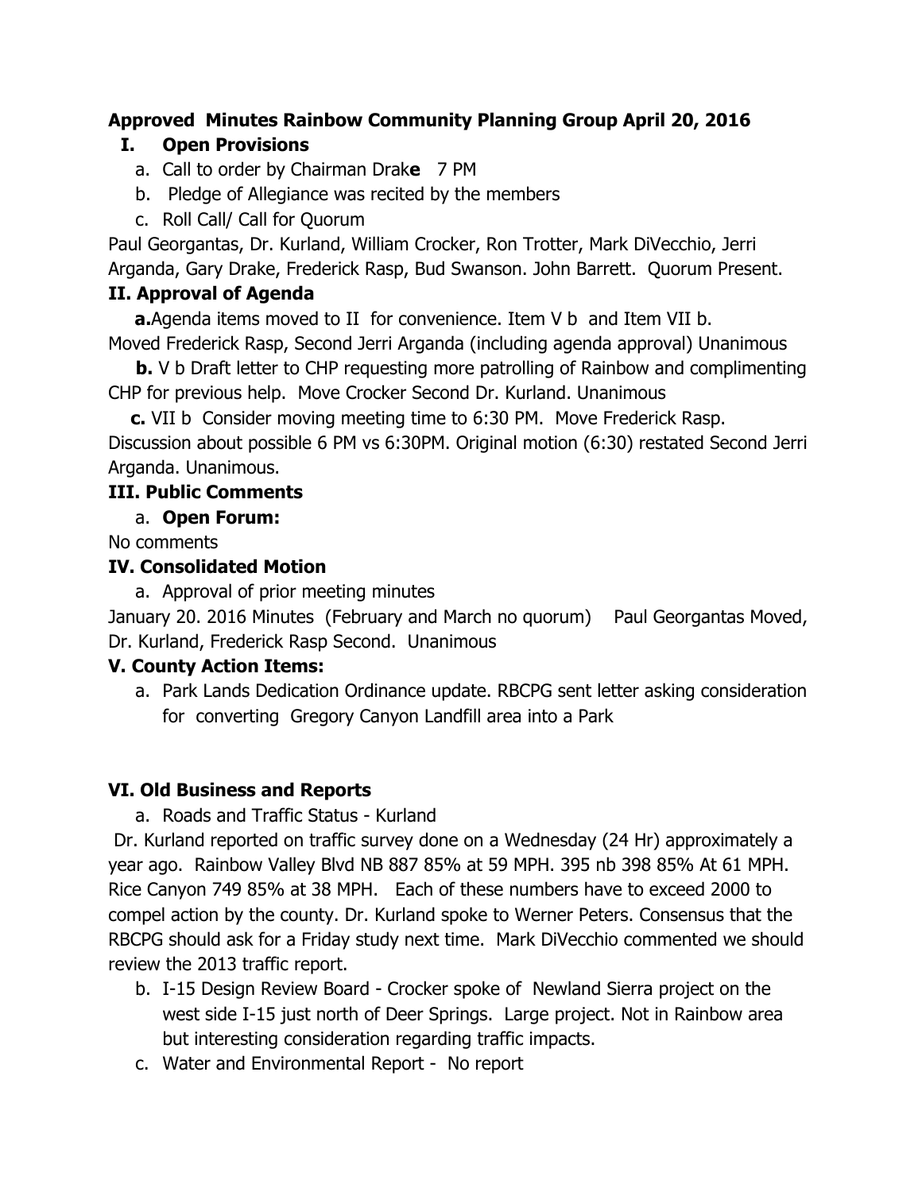**Approved Minutes Rainbow Community Planning Group April 20, 2016**

**I. Open Provisions**

a. Call to order by Chairman Drak**e** 7 PM

b. Pledge of Allegiance was recited by the members

c. Roll Call/ Call for Quorum

Paul Georgantas, Dr. Kurland, William Crocker, Ron Trotter, Mark DiVecchio, Jerri Arganda, Gary Drake, Frederick Rasp, Bud Swanson. John Barrett. Quorum Present.

**II. Approval of Agenda**

**a.** Agenda items moved to II for convenience. Item V b and Item VII b. Moved Frederick Rasp, Second Jerri Arganda (including agenda approval) Unanimous

**b.** V b Draft letter to CHP requesting more patrolling of Rainbow and complimenting CHP for previous help. Move Crocker Second Dr. Kurland. Unanimous

**c.** VII b Consider moving meeting time to 6:30 PM. Move Frederick Rasp. Discussion about possible 6 PM vs 6:30PM. Original motion (6:30) restated Second Jerri Arganda. Unanimous.

**III. Public Comments**

a. **Open Forum:**

No comments

**IV. Consolidated Motion**

a. Approval of prior meeting minutes

January 20. 2016 Minutes (February and March no quorum) Paul Georgantas Moved, Dr. Kurland, Frederick Rasp Second. Unanimous

**V. County Action Items:**

a. Park Lands Dedication Ordinance update. RBCPG sent letter asking consideration for converting Gregory Canyon Landfill area into a Park

**VI. Old Business and Reports**

a. Roads and Traffic Status - Kurland

Dr. Kurland reported on traffic survey done on a Wednesday (24 Hr) approximately a year ago. Rainbow Valley Blvd NB 887 85% at 59 MPH. 395 nb 398 85% At 61 MPH. Rice Canyon 749 85% at 38 MPH. Each of these numbers have to exceed 2000 to compel action by the county. Dr. Kurland spoke to Werner Peters. Consensus that the RBCPG should ask for a Friday study next time. Mark DiVecchio commented we should review the 2013 traffic report.

b. I-15 Design Review Board - Crocker spoke of Newland Sierra project on the west side I-15 just north of Deer Springs. Large project. Not in Rainbow area but interesting consideration regarding traffic impacts.

c. Water and Environmental Report - No report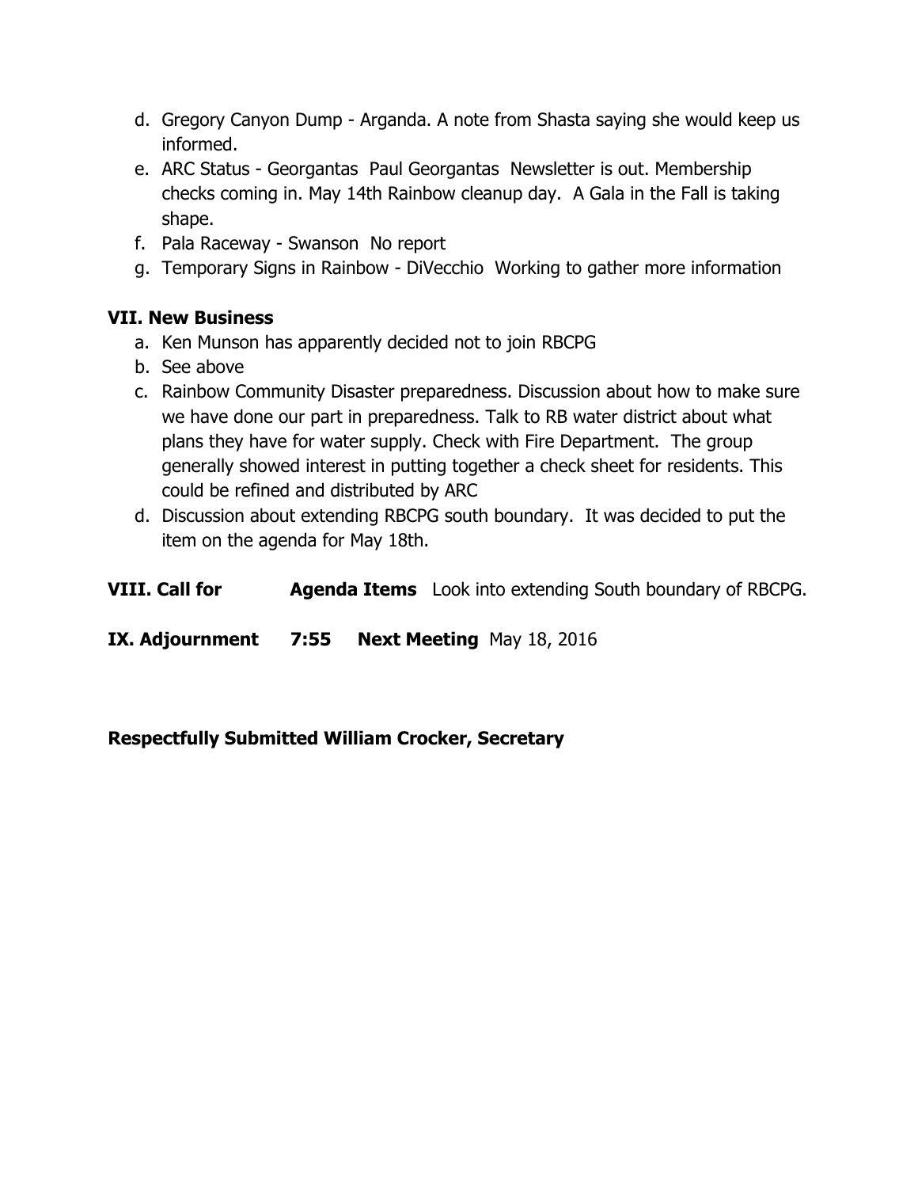d. Gregory Canyon Dump - Arganda. A note from Shasta saying she would keep us informed.
e. ARC Status - Georgantas Paul Georgantas Newsletter is out. Membership checks coming in. May 14th Rainbow cleanup day. A Gala in the Fall is taking shape.
f. Pala Raceway - Swanson No report
g. Temporary Signs in Rainbow - DiVecchio Working to gather more information

**VII. New Business**

a. Ken Munson has apparently decided not to join RBCPG
b. See above
c. Rainbow Community Disaster preparedness. Discussion about how to make sure we have done our part in preparedness. Talk to RB water district about what plans they have for water supply. Check with Fire Department. The group generally showed interest in putting together a check sheet for residents. This could be refined and distributed by ARC
d. Discussion about extending RBCPG south boundary. It was decided to put the item on the agenda for May 18th.

**VIII. Call for Agenda Items** Look into extending South boundary of RBCPG.

**IX. Adjournment 7:55 Next Meeting** May 18, 2016

**Respectfully Submitted William Crocker, Secretary**